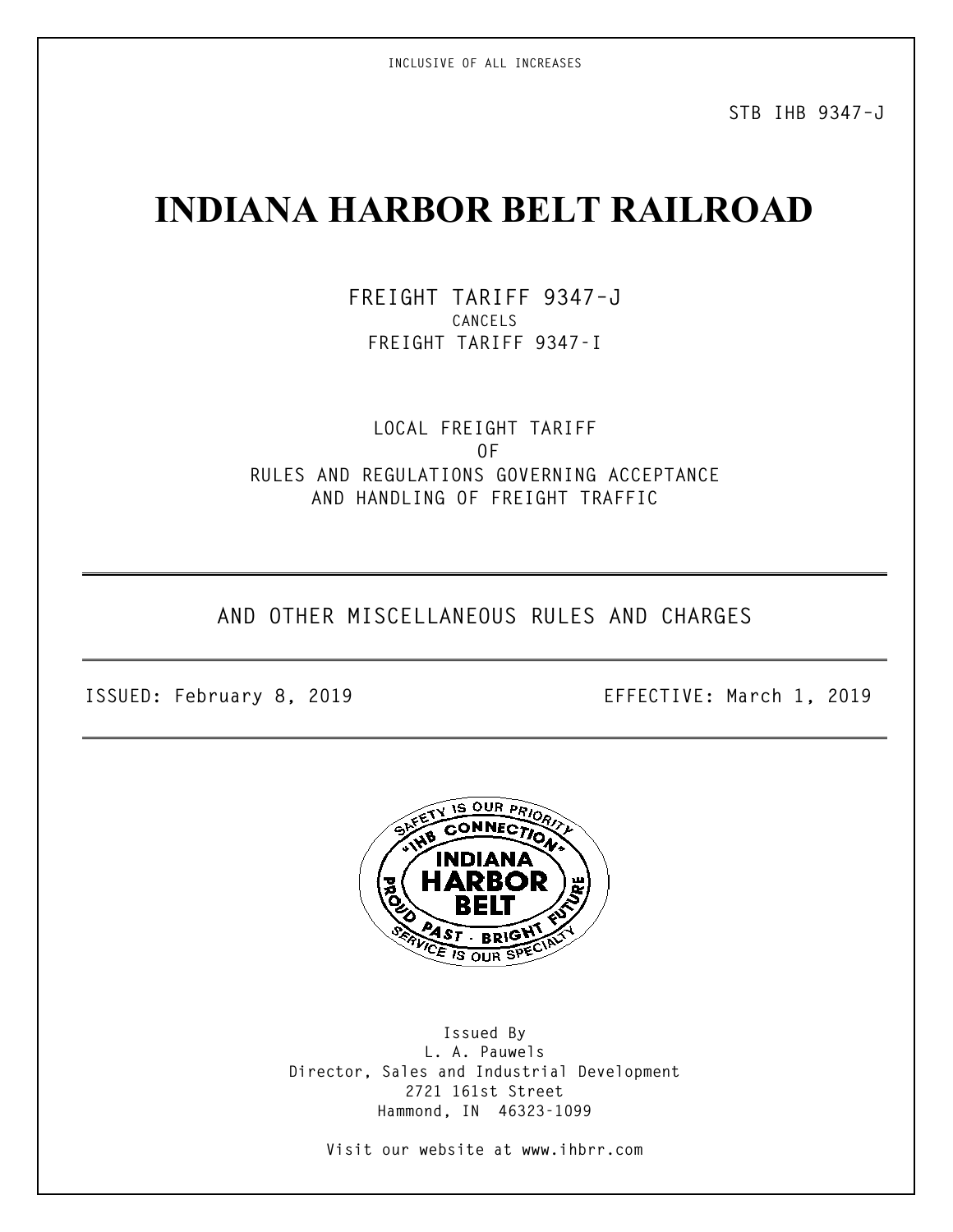INCLUSIVE OF ALL INCREASES

STB IHB 9347-J

# INDIANA HARBOR BELT RAILROAD

FREIGHT TARIFF 9347-J
CANCELS
FREIGHT TARIFF 9347-I

LOCAL FREIGHT TARIFF
OF
RULES AND REGULATIONS GOVERNING ACCEPTANCE
AND HANDLING OF FREIGHT TRAFFIC

---

AND OTHER MISCELLANEOUS RULES AND CHARGES

---

ISSUED: February 8, 2019 EFFECTIVE: March 1, 2019

---

Issued By
L. A. Pauwels
Director, Sales and Industrial Development
2721 161st Street
Hammond, IN 46323-1099

Visit our website at www.ihbrr.com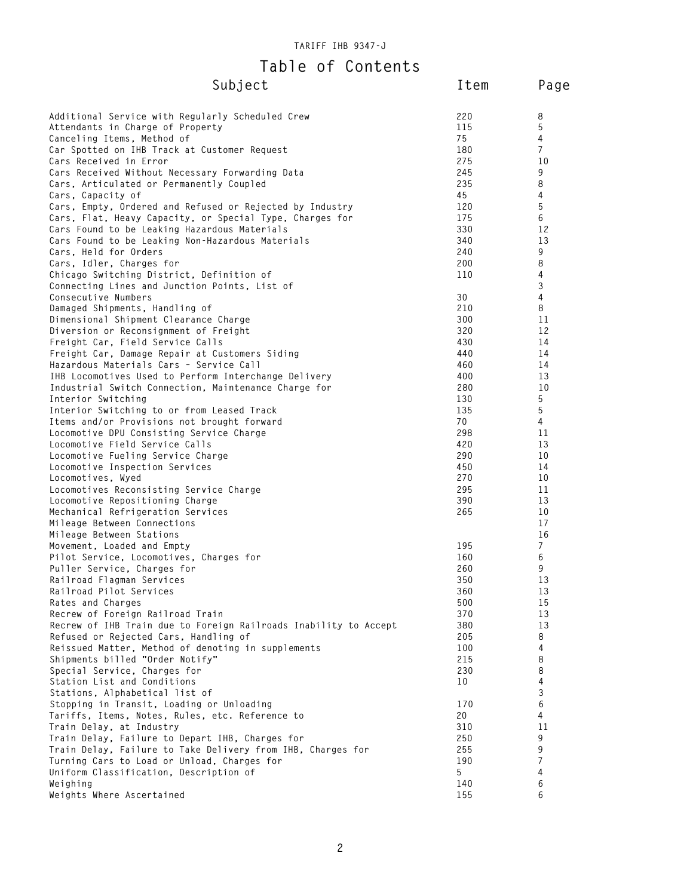TARIFF IHB 9347-J

# Table of Contents

| Subject | Item | Page |
|---|---|---|
| Additional Service with Regularly Scheduled Crew | 220 | 8 |
| Attendants in Charge of Property | 115 | 5 |
| Canceling Items, Method of | 75 | 4 |
| Car Spotted on IHB Track at Customer Request | 180 | 7 |
| Cars Received in Error | 275 | 10 |
| Cars Received Without Necessary Forwarding Data | 245 | 9 |
| Cars, Articulated or Permanently Coupled | 235 | 8 |
| Cars, Capacity of | 45 | 4 |
| Cars, Empty, Ordered and Refused or Rejected by Industry | 120 | 5 |
| Cars, Flat, Heavy Capacity, or Special Type, Charges for | 175 | 6 |
| Cars Found to be Leaking Hazardous Materials | 330 | 12 |
| Cars Found to be Leaking Non-Hazardous Materials | 340 | 13 |
| Cars, Held for Orders | 240 | 9 |
| Cars, Idler, Charges for | 200 | 8 |
| Chicago Switching District, Definition of | 110 | 4 |
| Connecting Lines and Junction Points, List of | | 3 |
| Consecutive Numbers | 30 | 4 |
| Damaged Shipments, Handling of | 210 | 8 |
| Dimensional Shipment Clearance Charge | 300 | 11 |
| Diversion or Reconsignment of Freight | 320 | 12 |
| Freight Car, Field Service Calls | 430 | 14 |
| Freight Car, Damage Repair at Customers Siding | 440 | 14 |
| Hazardous Materials Cars - Service Call | 460 | 14 |
| IHB Locomotives Used to Perform Interchange Delivery | 400 | 13 |
| Industrial Switch Connection, Maintenance Charge for | 280 | 10 |
| Interior Switching | 130 | 5 |
| Interior Switching to or from Leased Track | 135 | 5 |
| Items and/or Provisions not brought forward | 70 | 4 |
| Locomotive DPU Consisting Service Charge | 298 | 11 |
| Locomotive Field Service Calls | 420 | 13 |
| Locomotive Fueling Service Charge | 290 | 10 |
| Locomotive Inspection Services | 450 | 14 |
| Locomotives, Wyed | 270 | 10 |
| Locomotives Reconsisting Service Charge | 295 | 11 |
| Locomotive Repositioning Charge | 390 | 13 |
| Mechanical Refrigeration Services | 265 | 10 |
| Mileage Between Connections | | 17 |
| Mileage Between Stations | | 16 |
| Movement, Loaded and Empty | 195 | 7 |
| Pilot Service, Locomotives, Charges for | 160 | 6 |
| Puller Service, Charges for | 260 | 9 |
| Railroad Flagman Services | 350 | 13 |
| Railroad Pilot Services | 360 | 13 |
| Rates and Charges | 500 | 15 |
| Recrew of Foreign Railroad Train | 370 | 13 |
| Recrew of IHB Train due to Foreign Railroads Inability to Accept | 380 | 13 |
| Refused or Rejected Cars, Handling of | 205 | 8 |
| Reissued Matter, Method of denoting in supplements | 100 | 4 |
| Shipments billed "Order Notify" | 215 | 8 |
| Special Service, Charges for | 230 | 8 |
| Station List and Conditions | 10 | 4 |
| Stations, Alphabetical list of | | 3 |
| Stopping in Transit, Loading or Unloading | 170 | 6 |
| Tariffs, Items, Notes, Rules, etc. Reference to | 20 | 4 |
| Train Delay, at Industry | 310 | 11 |
| Train Delay, Failure to Depart IHB, Charges for | 250 | 9 |
| Train Delay, Failure to Take Delivery from IHB, Charges for | 255 | 9 |
| Turning Cars to Load or Unload, Charges for | 190 | 7 |
| Uniform Classification, Description of | 5 | 4 |
| Weighing | 140 | 6 |
| Weights Where Ascertained | 155 | 6 |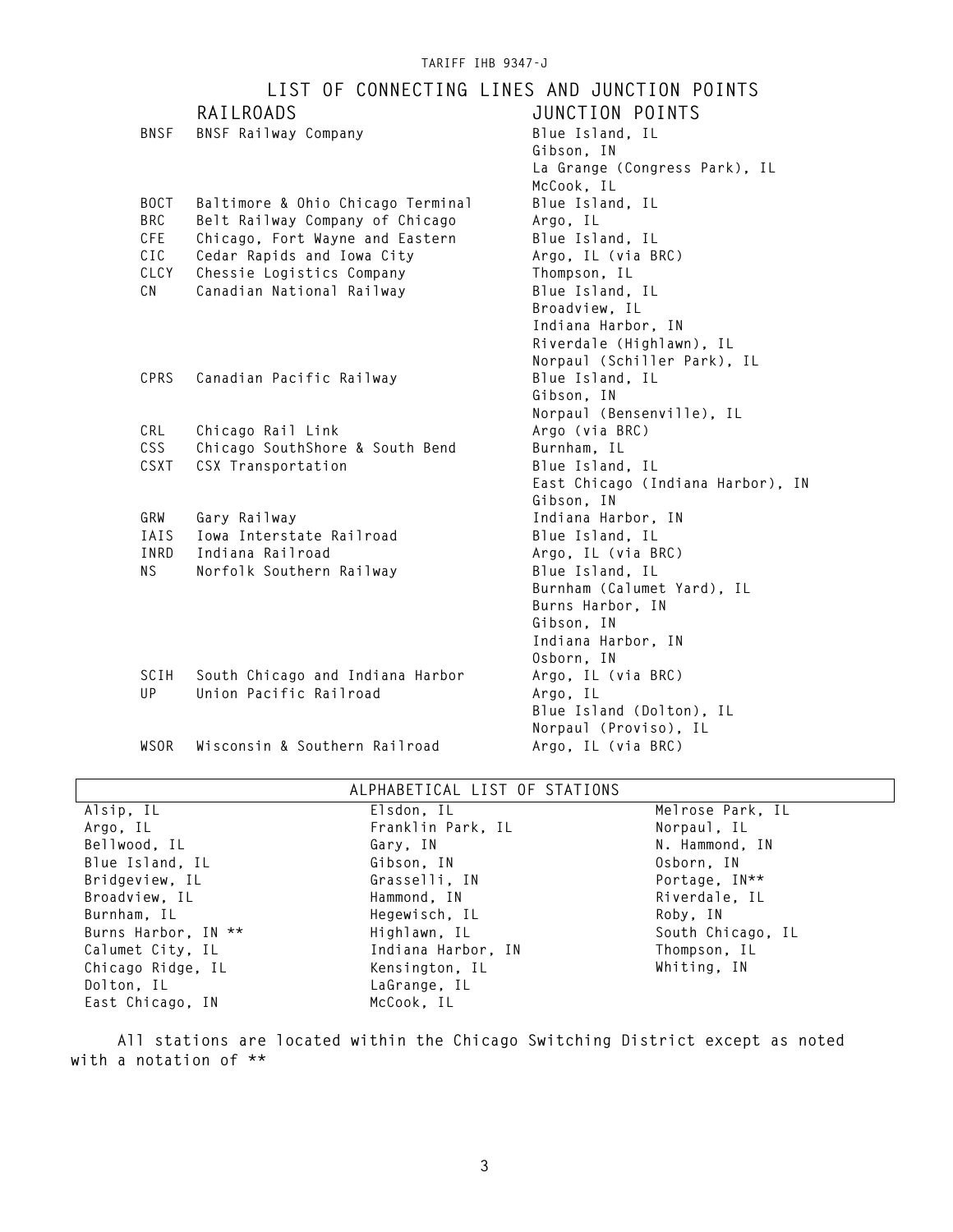## LIST OF CONNECTING LINES AND JUNCTION POINTS

| | RAILROADS | JUNCTION POINTS |
|---|---|---|
| BNSF | BNSF Railway Company | Blue Island, IL |
| | | Gibson, IN |
| | | La Grange (Congress Park), IL |
| | | McCook, IL |
| BOCT | Baltimore & Ohio Chicago Terminal | Blue Island, IL |
| BRC | Belt Railway Company of Chicago | Argo, IL |
| CFE | Chicago, Fort Wayne and Eastern | Blue Island, IL |
| CIC | Cedar Rapids and Iowa City | Argo, IL (via BRC) |
| CLCY | Chessie Logistics Company | Thompson, IL |
| CN | Canadian National Railway | Blue Island, IL |
| | | Broadview, IL |
| | | Indiana Harbor, IN |
| | | Riverdale (Highlawn), IL |
| | | Norpaul (Schiller Park), IL |
| CPRS | Canadian Pacific Railway | Blue Island, IL |
| | | Gibson, IN |
| | | Norpaul (Bensenville), IL |
| CRL | Chicago Rail Link | Argo (via BRC) |
| CSS | Chicago SouthShore & South Bend | Burnham, IL |
| CSXT | CSX Transportation | Blue Island, IL |
| | | East Chicago (Indiana Harbor), IN |
| | | Gibson, IN |
| GRW | Gary Railway | Indiana Harbor, IN |
| IAIS | Iowa Interstate Railroad | Blue Island, IL |
| INRD | Indiana Railroad | Argo, IL (via BRC) |
| NS | Norfolk Southern Railway | Blue Island, IL |
| | | Burnham (Calumet Yard), IL |
| | | Burns Harbor, IN |
| | | Gibson, IN |
| | | Indiana Harbor, IN |
| | | Osborn, IN |
| SCIH | South Chicago and Indiana Harbor | Argo, IL (via BRC) |
| UP | Union Pacific Railroad | Argo, IL |
| | | Blue Island (Dolton), IL |
| | | Norpaul (Proviso), IL |
| WSOR | Wisconsin & Southern Railroad | Argo, IL (via BRC) |

## ALPHABETICAL LIST OF STATIONS

| | | |
|---|---|---|
| Alsip, IL | Elsdon, IL | Melrose Park, IL |
| Argo, IL | Franklin Park, IL | Norpaul, IL |
| Bellwood, IL | Gary, IN | N. Hammond, IN |
| Blue Island, IL | Gibson, IN | Osborn, IN |
| Bridgeview, IL | Grasselli, IN | Portage, IN** |
| Broadview, IL | Hammond, IN | Riverdale, IL |
| Burnham, IL | Hegewisch, IL | Roby, IN |
| Burns Harbor, IN ** | Highlawn, IL | South Chicago, IL |
| Calumet City, IL | Indiana Harbor, IN | Thompson, IL |
| Chicago Ridge, IL | Kensington, IL | Whiting, IN |
| Dolton, IL | LaGrange, IL | |
| East Chicago, IN | McCook, IL | |

All stations are located within the Chicago Switching District except as noted with a notation of **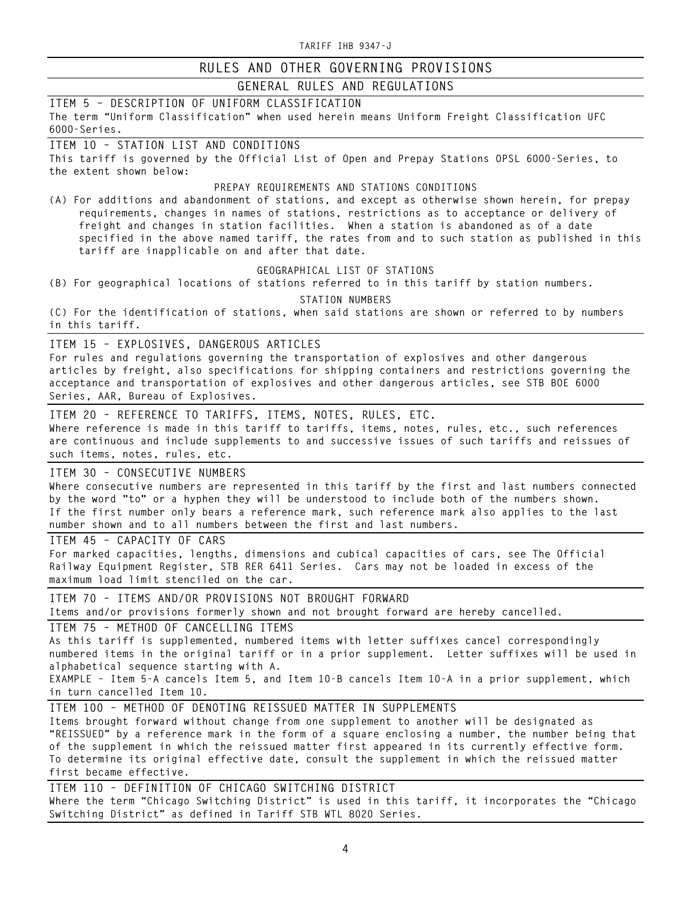# RULES AND OTHER GOVERNING PROVISIONS

## GENERAL RULES AND REGULATIONS

### ITEM 5 – DESCRIPTION OF UNIFORM CLASSIFICATION

The term "Uniform Classification" when used herein means Uniform Freight Classification UFC 6000-Series.

### ITEM 10 – STATION LIST AND CONDITIONS

This tariff is governed by the Official List of Open and Prepay Stations OPSL 6000-Series, to the extent shown below:

PREPAY REQUIREMENTS AND STATIONS CONDITIONS

(A) For additions and abandonment of stations, and except as otherwise shown herein, for prepay requirements, changes in names of stations, restrictions as to acceptance or delivery of freight and changes in station facilities. When a station is abandoned as of a date specified in the above named tariff, the rates from and to such station as published in this tariff are inapplicable on and after that date.

GEOGRAPHICAL LIST OF STATIONS

(B) For geographical locations of stations referred to in this tariff by station numbers.

STATION NUMBERS

(C) For the identification of stations, when said stations are shown or referred to by numbers in this tariff.

### ITEM 15 – EXPLOSIVES, DANGEROUS ARTICLES

For rules and regulations governing the transportation of explosives and other dangerous articles by freight, also specifications for shipping containers and restrictions governing the acceptance and transportation of explosives and other dangerous articles, see STB BOE 6000 Series, AAR, Bureau of Explosives.

### ITEM 20 – REFERENCE TO TARIFFS, ITEMS, NOTES, RULES, ETC.

Where reference is made in this tariff to tariffs, items, notes, rules, etc., such references are continuous and include supplements to and successive issues of such tariffs and reissues of such items, notes, rules, etc.

### ITEM 30 – CONSECUTIVE NUMBERS

Where consecutive numbers are represented in this tariff by the first and last numbers connected by the word "to" or a hyphen they will be understood to include both of the numbers shown. If the first number only bears a reference mark, such reference mark also applies to the last number shown and to all numbers between the first and last numbers.

### ITEM 45 – CAPACITY OF CARS

For marked capacities, lengths, dimensions and cubical capacities of cars, see The Official Railway Equipment Register, STB RER 6411 Series. Cars may not be loaded in excess of the maximum load limit stenciled on the car.

### ITEM 70 – ITEMS AND/OR PROVISIONS NOT BROUGHT FORWARD

Items and/or provisions formerly shown and not brought forward are hereby cancelled.

### ITEM 75 – METHOD OF CANCELLING ITEMS

As this tariff is supplemented, numbered items with letter suffixes cancel correspondingly numbered items in the original tariff or in a prior supplement. Letter suffixes will be used in alphabetical sequence starting with A.

EXAMPLE – Item 5-A cancels Item 5, and Item 10-B cancels Item 10-A in a prior supplement, which in turn cancelled Item 10.

### ITEM 100 – METHOD OF DENOTING REISSUED MATTER IN SUPPLEMENTS

Items brought forward without change from one supplement to another will be designated as "REISSUED" by a reference mark in the form of a square enclosing a number, the number being that of the supplement in which the reissued matter first appeared in its currently effective form. To determine its original effective date, consult the supplement in which the reissued matter first became effective.

### ITEM 110 – DEFINITION OF CHICAGO SWITCHING DISTRICT

Where the term "Chicago Switching District" is used in this tariff, it incorporates the "Chicago Switching District" as defined in Tariff STB WTL 8020 Series.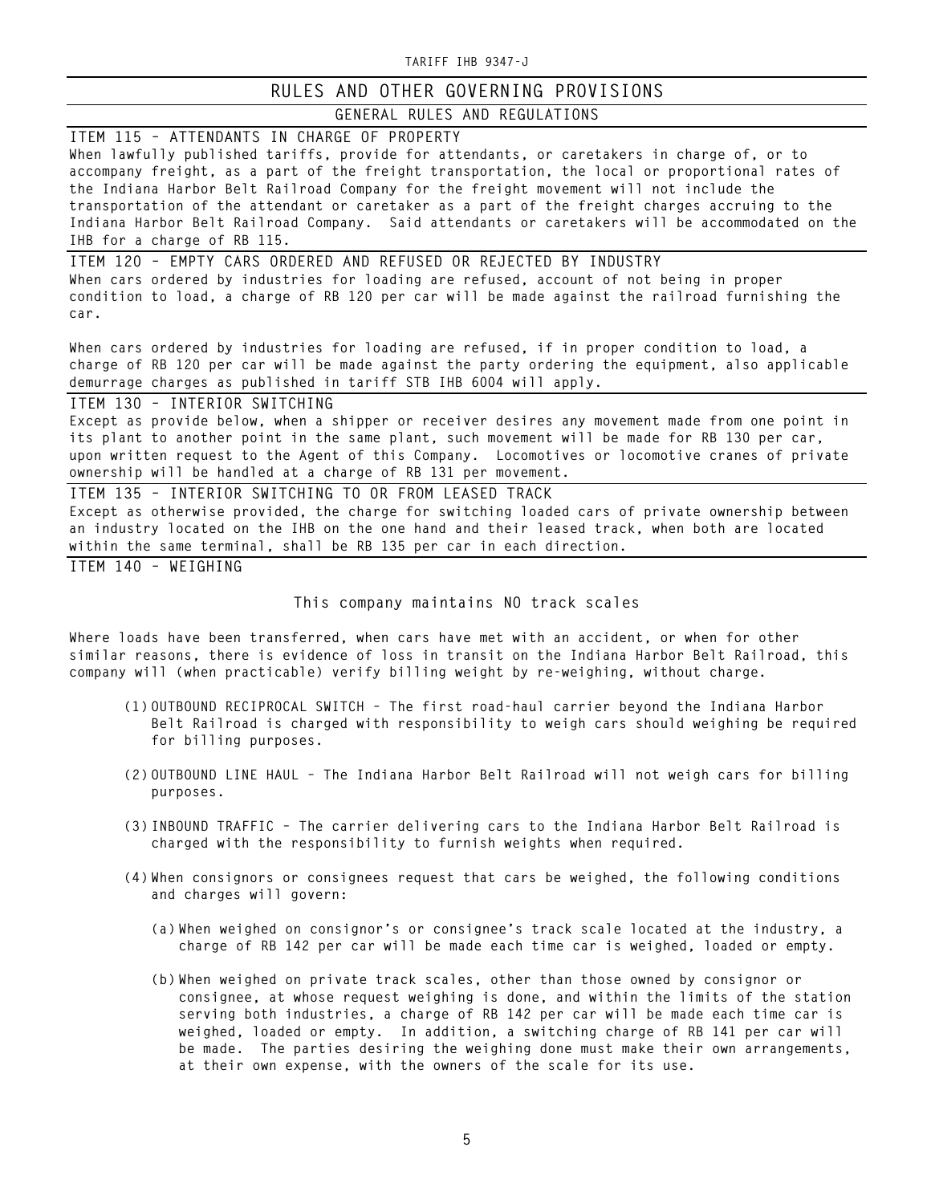## RULES AND OTHER GOVERNING PROVISIONS

### GENERAL RULES AND REGULATIONS

**ITEM 115 – ATTENDANTS IN CHARGE OF PROPERTY**

When lawfully published tariffs, provide for attendants, or caretakers in charge of, or to accompany freight, as a part of the freight transportation, the local or proportional rates of the Indiana Harbor Belt Railroad Company for the freight movement will not include the transportation of the attendant or caretaker as a part of the freight charges accruing to the Indiana Harbor Belt Railroad Company. Said attendants or caretakers will be accommodated on the IHB for a charge of RB 115.

**ITEM 120 – EMPTY CARS ORDERED AND REFUSED OR REJECTED BY INDUSTRY**

When cars ordered by industries for loading are refused, account of not being in proper condition to load, a charge of RB 120 per car will be made against the railroad furnishing the car.

When cars ordered by industries for loading are refused, if in proper condition to load, a charge of RB 120 per car will be made against the party ordering the equipment, also applicable demurrage charges as published in tariff STB IHB 6004 will apply.

**ITEM 130 – INTERIOR SWITCHING**

Except as provide below, when a shipper or receiver desires any movement made from one point in its plant to another point in the same plant, such movement will be made for RB 130 per car, upon written request to the Agent of this Company. Locomotives or locomotive cranes of private ownership will be handled at a charge of RB 131 per movement.

**ITEM 135 – INTERIOR SWITCHING TO OR FROM LEASED TRACK**

Except as otherwise provided, the charge for switching loaded cars of private ownership between an industry located on the IHB on the one hand and their leased track, when both are located within the same terminal, shall be RB 135 per car in each direction.

**ITEM 140 – WEIGHING**

This company maintains NO track scales

Where loads have been transferred, when cars have met with an accident, or when for other similar reasons, there is evidence of loss in transit on the Indiana Harbor Belt Railroad, this company will (when practicable) verify billing weight by re-weighing, without charge.

(1) OUTBOUND RECIPROCAL SWITCH – The first road-haul carrier beyond the Indiana Harbor Belt Railroad is charged with responsibility to weigh cars should weighing be required for billing purposes.

(2) OUTBOUND LINE HAUL – The Indiana Harbor Belt Railroad will not weigh cars for billing purposes.

(3) INBOUND TRAFFIC – The carrier delivering cars to the Indiana Harbor Belt Railroad is charged with the responsibility to furnish weights when required.

(4) When consignors or consignees request that cars be weighed, the following conditions and charges will govern:

(a) When weighed on consignor's or consignee's track scale located at the industry, a charge of RB 142 per car will be made each time car is weighed, loaded or empty.

(b) When weighed on private track scales, other than those owned by consignor or consignee, at whose request weighing is done, and within the limits of the station serving both industries, a charge of RB 142 per car will be made each time car is weighed, loaded or empty. In addition, a switching charge of RB 141 per car will be made. The parties desiring the weighing done must make their own arrangements, at their own expense, with the owners of the scale for its use.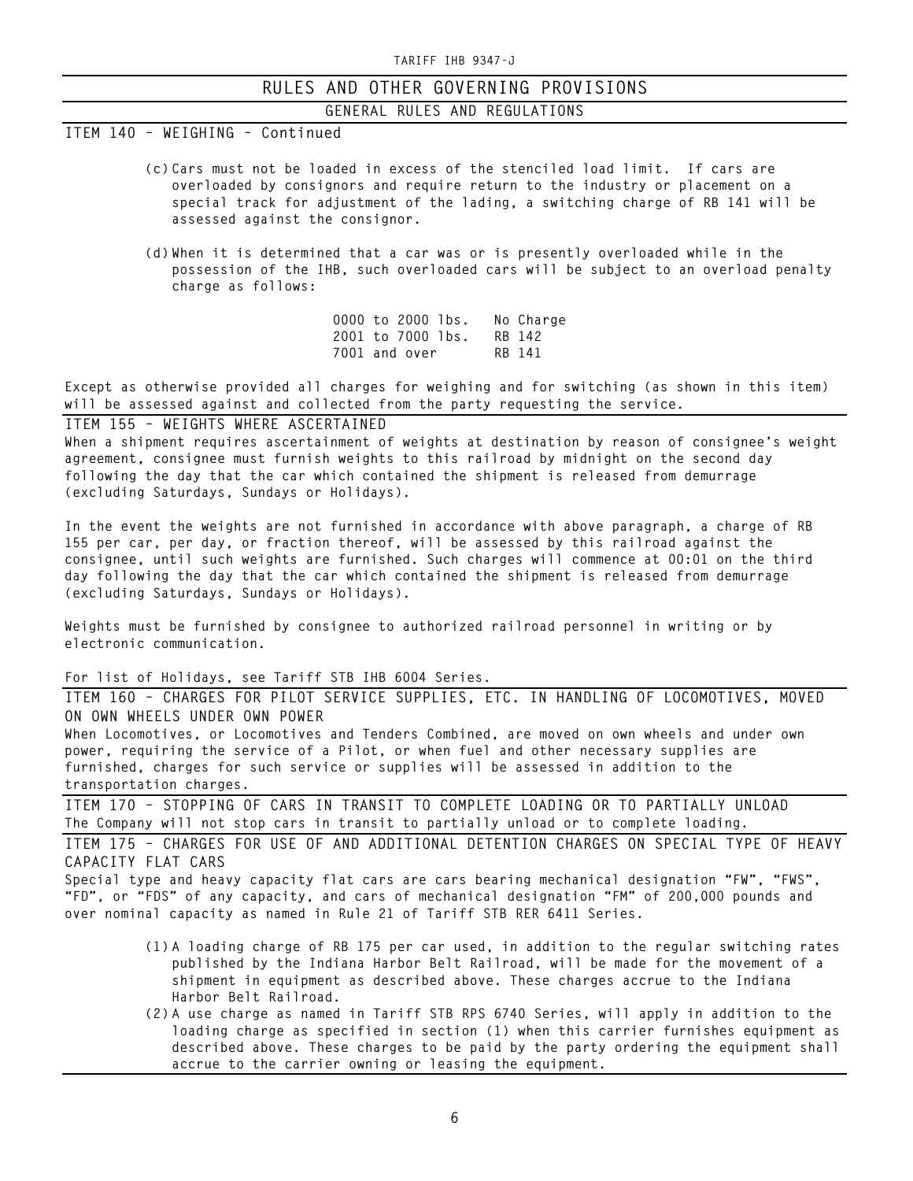## RULES AND OTHER GOVERNING PROVISIONS

### GENERAL RULES AND REGULATIONS

### ITEM 140 – WEIGHING – Continued

(c) Cars must not be loaded in excess of the stenciled load limit. If cars are overloaded by consignors and require return to the industry or placement on a special track for adjustment of the lading, a switching charge of RB 141 will be assessed against the consignor.

(d) When it is determined that a car was or is presently overloaded while in the possession of the IHB, such overloaded cars will be subject to an overload penalty charge as follows:

| | |
|---|---|
| 0000 to 2000 lbs. | No Charge |
| 2001 to 7000 lbs. | RB 142 |
| 7001 and over | RB 141 |

Except as otherwise provided all charges for weighing and for switching (as shown in this item) will be assessed against and collected from the party requesting the service.

### ITEM 155 – WEIGHTS WHERE ASCERTAINED

When a shipment requires ascertainment of weights at destination by reason of consignee's weight agreement, consignee must furnish weights to this railroad by midnight on the second day following the day that the car which contained the shipment is released from demurrage (excluding Saturdays, Sundays or Holidays).

In the event the weights are not furnished in accordance with above paragraph, a charge of RB 155 per car, per day, or fraction thereof, will be assessed by this railroad against the consignee, until such weights are furnished. Such charges will commence at 00:01 on the third day following the day that the car which contained the shipment is released from demurrage (excluding Saturdays, Sundays or Holidays).

Weights must be furnished by consignee to authorized railroad personnel in writing or by electronic communication.

For list of Holidays, see Tariff STB IHB 6004 Series.

### ITEM 160 – CHARGES FOR PILOT SERVICE SUPPLIES, ETC. IN HANDLING OF LOCOMOTIVES, MOVED ON OWN WHEELS UNDER OWN POWER

When Locomotives, or Locomotives and Tenders Combined, are moved on own wheels and under own power, requiring the service of a Pilot, or when fuel and other necessary supplies are furnished, charges for such service or supplies will be assessed in addition to the transportation charges.

### ITEM 170 – STOPPING OF CARS IN TRANSIT TO COMPLETE LOADING OR TO PARTIALLY UNLOAD

The Company will not stop cars in transit to partially unload or to complete loading.

### ITEM 175 – CHARGES FOR USE OF AND ADDITIONAL DETENTION CHARGES ON SPECIAL TYPE OF HEAVY CAPACITY FLAT CARS

Special type and heavy capacity flat cars are cars bearing mechanical designation "FW", "FWS", "FD", or "FDS" of any capacity, and cars of mechanical designation "FM" of 200,000 pounds and over nominal capacity as named in Rule 21 of Tariff STB RER 6411 Series.

(1) A loading charge of RB 175 per car used, in addition to the regular switching rates published by the Indiana Harbor Belt Railroad, will be made for the movement of a shipment in equipment as described above. These charges accrue to the Indiana Harbor Belt Railroad.

(2) A use charge as named in Tariff STB RPS 6740 Series, will apply in addition to the loading charge as specified in section (1) when this carrier furnishes equipment as described above. These charges to be paid by the party ordering the equipment shall accrue to the carrier owning or leasing the equipment.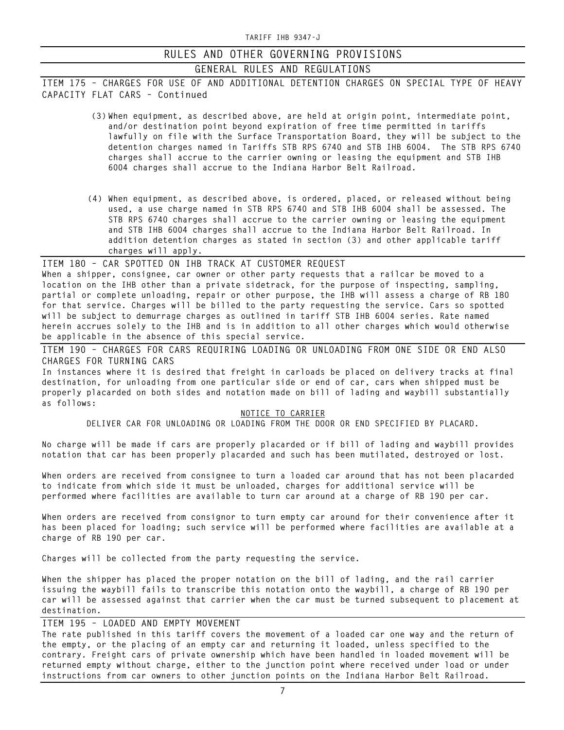## RULES AND OTHER GOVERNING PROVISIONS

### GENERAL RULES AND REGULATIONS

**ITEM 175 – CHARGES FOR USE OF AND ADDITIONAL DETENTION CHARGES ON SPECIAL TYPE OF HEAVY CAPACITY FLAT CARS – Continued**

(3) When equipment, as described above, are held at origin point, intermediate point, and/or destination point beyond expiration of free time permitted in tariffs lawfully on file with the Surface Transportation Board, they will be subject to the detention charges named in Tariffs STB RPS 6740 and STB IHB 6004. The STB RPS 6740 charges shall accrue to the carrier owning or leasing the equipment and STB IHB 6004 charges shall accrue to the Indiana Harbor Belt Railroad.

(4) When equipment, as described above, is ordered, placed, or released without being used, a use charge named in STB RPS 6740 and STB IHB 6004 shall be assessed. The STB RPS 6740 charges shall accrue to the carrier owning or leasing the equipment and STB IHB 6004 charges shall accrue to the Indiana Harbor Belt Railroad. In addition detention charges as stated in section (3) and other applicable tariff charges will apply.

**ITEM 180 – CAR SPOTTED ON IHB TRACK AT CUSTOMER REQUEST**

When a shipper, consignee, car owner or other party requests that a railcar be moved to a location on the IHB other than a private sidetrack, for the purpose of inspecting, sampling, partial or complete unloading, repair or other purpose, the IHB will assess a charge of RB 180 for that service. Charges will be billed to the party requesting the service. Cars so spotted will be subject to demurrage charges as outlined in tariff STB IHB 6004 series. Rate named herein accrues solely to the IHB and is in addition to all other charges which would otherwise be applicable in the absence of this special service.

**ITEM 190 – CHARGES FOR CARS REQUIRING LOADING OR UNLOADING FROM ONE SIDE OR END ALSO CHARGES FOR TURNING CARS**

In instances where it is desired that freight in carloads be placed on delivery tracks at final destination, for unloading from one particular side or end of car, cars when shipped must be properly placarded on both sides and notation made on bill of lading and waybill substantially as follows:

NOTICE TO CARRIER

DELIVER CAR FOR UNLOADING OR LOADING FROM THE DOOR OR END SPECIFIED BY PLACARD.

No charge will be made if cars are properly placarded or if bill of lading and waybill provides notation that car has been properly placarded and such has been mutilated, destroyed or lost.

When orders are received from consignee to turn a loaded car around that has not been placarded to indicate from which side it must be unloaded, charges for additional service will be performed where facilities are available to turn car around at a charge of RB 190 per car.

When orders are received from consignor to turn empty car around for their convenience after it has been placed for loading; such service will be performed where facilities are available at a charge of RB 190 per car.

Charges will be collected from the party requesting the service.

When the shipper has placed the proper notation on the bill of lading, and the rail carrier issuing the waybill fails to transcribe this notation onto the waybill, a charge of RB 190 per car will be assessed against that carrier when the car must be turned subsequent to placement at destination.

**ITEM 195 – LOADED AND EMPTY MOVEMENT**

The rate published in this tariff covers the movement of a loaded car one way and the return of the empty, or the placing of an empty car and returning it loaded, unless specified to the contrary. Freight cars of private ownership which have been handled in loaded movement will be returned empty without charge, either to the junction point where received under load or under instructions from car owners to other junction points on the Indiana Harbor Belt Railroad.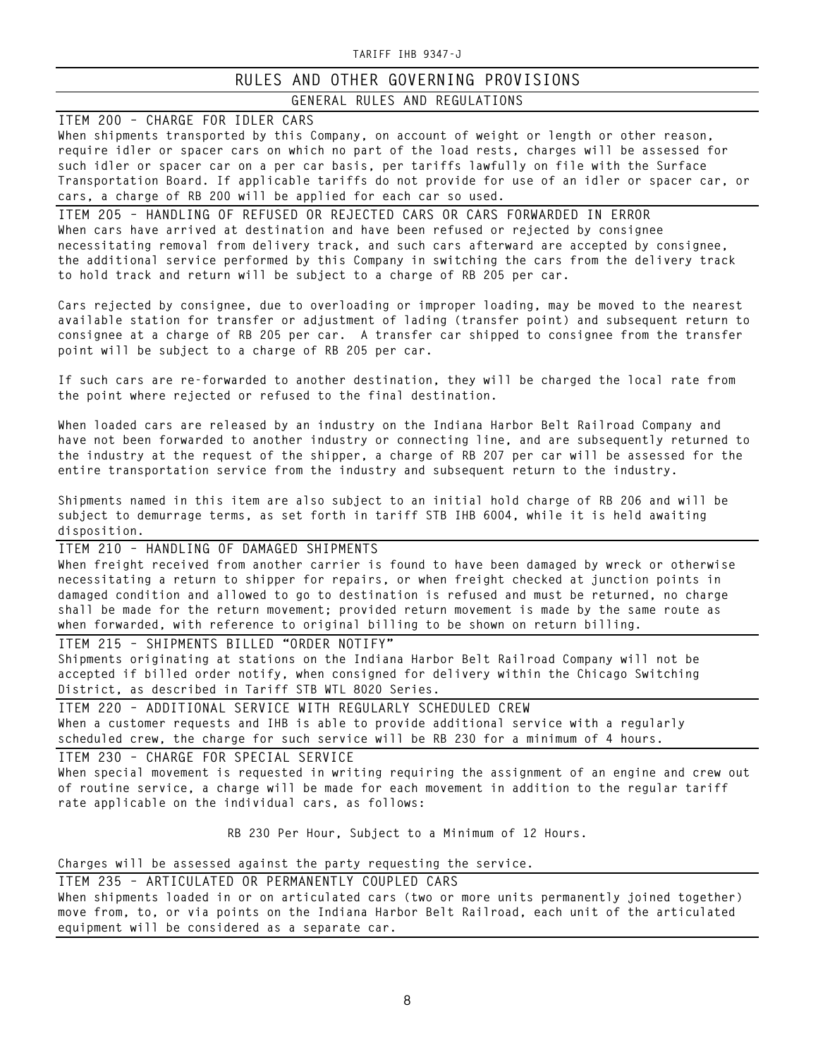# RULES AND OTHER GOVERNING PROVISIONS

## GENERAL RULES AND REGULATIONS

### ITEM 200 – CHARGE FOR IDLER CARS

When shipments transported by this Company, on account of weight or length or other reason, require idler or spacer cars on which no part of the load rests, charges will be assessed for such idler or spacer car on a per car basis, per tariffs lawfully on file with the Surface Transportation Board. If applicable tariffs do not provide for use of an idler or spacer car, or cars, a charge of RB 200 will be applied for each car so used.

### ITEM 205 – HANDLING OF REFUSED OR REJECTED CARS OR CARS FORWARDED IN ERROR

When cars have arrived at destination and have been refused or rejected by consignee necessitating removal from delivery track, and such cars afterward are accepted by consignee, the additional service performed by this Company in switching the cars from the delivery track to hold track and return will be subject to a charge of RB 205 per car.

Cars rejected by consignee, due to overloading or improper loading, may be moved to the nearest available station for transfer or adjustment of lading (transfer point) and subsequent return to consignee at a charge of RB 205 per car. A transfer car shipped to consignee from the transfer point will be subject to a charge of RB 205 per car.

If such cars are re-forwarded to another destination, they will be charged the local rate from the point where rejected or refused to the final destination.

When loaded cars are released by an industry on the Indiana Harbor Belt Railroad Company and have not been forwarded to another industry or connecting line, and are subsequently returned to the industry at the request of the shipper, a charge of RB 207 per car will be assessed for the entire transportation service from the industry and subsequent return to the industry.

Shipments named in this item are also subject to an initial hold charge of RB 206 and will be subject to demurrage terms, as set forth in tariff STB IHB 6004, while it is held awaiting disposition.

### ITEM 210 – HANDLING OF DAMAGED SHIPMENTS

When freight received from another carrier is found to have been damaged by wreck or otherwise necessitating a return to shipper for repairs, or when freight checked at junction points in damaged condition and allowed to go to destination is refused and must be returned, no charge shall be made for the return movement; provided return movement is made by the same route as when forwarded, with reference to original billing to be shown on return billing.

### ITEM 215 – SHIPMENTS BILLED "ORDER NOTIFY"

Shipments originating at stations on the Indiana Harbor Belt Railroad Company will not be accepted if billed order notify, when consigned for delivery within the Chicago Switching District, as described in Tariff STB WTL 8020 Series.

### ITEM 220 – ADDITIONAL SERVICE WITH REGULARLY SCHEDULED CREW

When a customer requests and IHB is able to provide additional service with a regularly scheduled crew, the charge for such service will be RB 230 for a minimum of 4 hours.

### ITEM 230 – CHARGE FOR SPECIAL SERVICE

When special movement is requested in writing requiring the assignment of an engine and crew out of routine service, a charge will be made for each movement in addition to the regular tariff rate applicable on the individual cars, as follows:

RB 230 Per Hour, Subject to a Minimum of 12 Hours.

Charges will be assessed against the party requesting the service.

### ITEM 235 – ARTICULATED OR PERMANENTLY COUPLED CARS

When shipments loaded in or on articulated cars (two or more units permanently joined together) move from, to, or via points on the Indiana Harbor Belt Railroad, each unit of the articulated equipment will be considered as a separate car.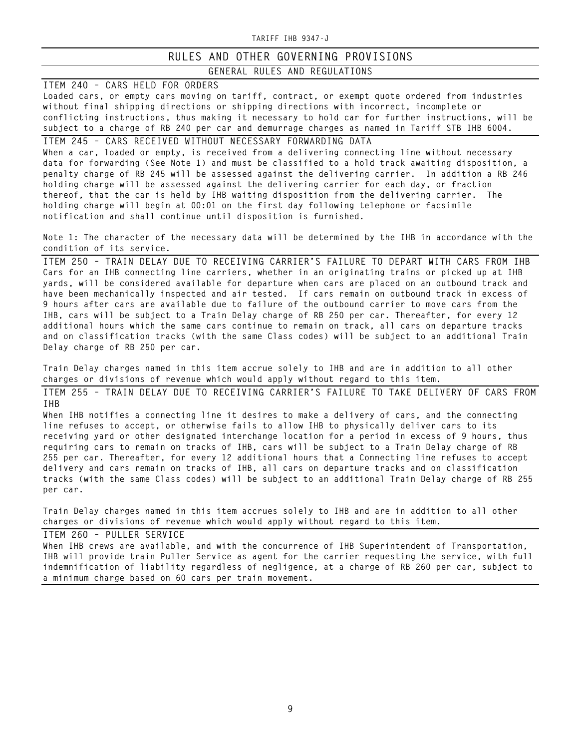# RULES AND OTHER GOVERNING PROVISIONS

## GENERAL RULES AND REGULATIONS

### ITEM 240 – CARS HELD FOR ORDERS

Loaded cars, or empty cars moving on tariff, contract, or exempt quote ordered from industries without final shipping directions or shipping directions with incorrect, incomplete or conflicting instructions, thus making it necessary to hold car for further instructions, will be subject to a charge of RB 240 per car and demurrage charges as named in Tariff STB IHB 6004.

### ITEM 245 – CARS RECEIVED WITHOUT NECESSARY FORWARDING DATA

When a car, loaded or empty, is received from a delivering connecting line without necessary data for forwarding (See Note 1) and must be classified to a hold track awaiting disposition, a penalty charge of RB 245 will be assessed against the delivering carrier. In addition a RB 246 holding charge will be assessed against the delivering carrier for each day, or fraction thereof, that the car is held by IHB waiting disposition from the delivering carrier. The holding charge will begin at 00:01 on the first day following telephone or facsimile notification and shall continue until disposition is furnished.

Note 1: The character of the necessary data will be determined by the IHB in accordance with the condition of its service.

### ITEM 250 – TRAIN DELAY DUE TO RECEIVING CARRIER'S FAILURE TO DEPART WITH CARS FROM IHB

Cars for an IHB connecting line carriers, whether in an originating trains or picked up at IHB yards, will be considered available for departure when cars are placed on an outbound track and have been mechanically inspected and air tested. If cars remain on outbound track in excess of 9 hours after cars are available due to failure of the outbound carrier to move cars from the IHB, cars will be subject to a Train Delay charge of RB 250 per car. Thereafter, for every 12 additional hours which the same cars continue to remain on track, all cars on departure tracks and on classification tracks (with the same Class codes) will be subject to an additional Train Delay charge of RB 250 per car.

Train Delay charges named in this item accrue solely to IHB and are in addition to all other charges or divisions of revenue which would apply without regard to this item.

### ITEM 255 – TRAIN DELAY DUE TO RECEIVING CARRIER'S FAILURE TO TAKE DELIVERY OF CARS FROM IHB

When IHB notifies a connecting line it desires to make a delivery of cars, and the connecting line refuses to accept, or otherwise fails to allow IHB to physically deliver cars to its receiving yard or other designated interchange location for a period in excess of 9 hours, thus requiring cars to remain on tracks of IHB, cars will be subject to a Train Delay charge of RB 255 per car. Thereafter, for every 12 additional hours that a Connecting line refuses to accept delivery and cars remain on tracks of IHB, all cars on departure tracks and on classification tracks (with the same Class codes) will be subject to an additional Train Delay charge of RB 255 per car.

Train Delay charges named in this item accrues solely to IHB and are in addition to all other charges or divisions of revenue which would apply without regard to this item.

### ITEM 260 – PULLER SERVICE

When IHB crews are available, and with the concurrence of IHB Superintendent of Transportation, IHB will provide train Puller Service as agent for the carrier requesting the service, with full indemnification of liability regardless of negligence, at a charge of RB 260 per car, subject to a minimum charge based on 60 cars per train movement.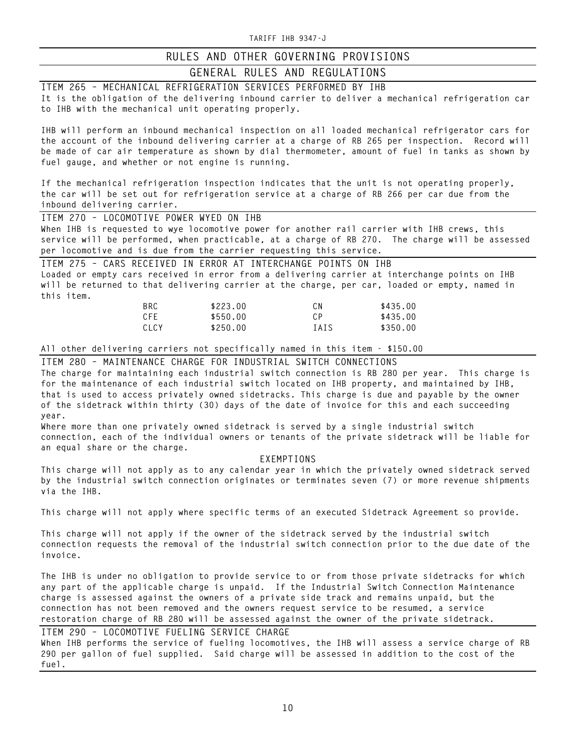# RULES AND OTHER GOVERNING PROVISIONS

## GENERAL RULES AND REGULATIONS

### ITEM 265 – MECHANICAL REFRIGERATION SERVICES PERFORMED BY IHB

It is the obligation of the delivering inbound carrier to deliver a mechanical refrigeration car to IHB with the mechanical unit operating properly.

IHB will perform an inbound mechanical inspection on all loaded mechanical refrigerator cars for the account of the inbound delivering carrier at a charge of RB 265 per inspection. Record will be made of car air temperature as shown by dial thermometer, amount of fuel in tanks as shown by fuel gauge, and whether or not engine is running.

If the mechanical refrigeration inspection indicates that the unit is not operating properly, the car will be set out for refrigeration service at a charge of RB 266 per car due from the inbound delivering carrier.

### ITEM 270 – LOCOMOTIVE POWER WYED ON IHB

When IHB is requested to wye locomotive power for another rail carrier with IHB crews, this service will be performed, when practicable, at a charge of RB 270. The charge will be assessed per locomotive and is due from the carrier requesting this service.

### ITEM 275 – CARS RECEIVED IN ERROR AT INTERCHANGE POINTS ON IHB

Loaded or empty cars received in error from a delivering carrier at interchange points on IHB will be returned to that delivering carrier at the charge, per car, loaded or empty, named in this item.

| | | | |
|---|---|---|---|
| BRC | $223.00 | CN | $435.00 |
| CFE | $550.00 | CP | $435.00 |
| CLCY | $250.00 | IAIS | $350.00 |

All other delivering carriers not specifically named in this item – $150.00

### ITEM 280 – MAINTENANCE CHARGE FOR INDUSTRIAL SWITCH CONNECTIONS

The charge for maintaining each industrial switch connection is RB 280 per year. This charge is for the maintenance of each industrial switch located on IHB property, and maintained by IHB, that is used to access privately owned sidetracks. This charge is due and payable by the owner of the sidetrack within thirty (30) days of the date of invoice for this and each succeeding year.

Where more than one privately owned sidetrack is served by a single industrial switch connection, each of the individual owners or tenants of the private sidetrack will be liable for an equal share or the charge.

EXEMPTIONS

This charge will not apply as to any calendar year in which the privately owned sidetrack served by the industrial switch connection originates or terminates seven (7) or more revenue shipments via the IHB.

This charge will not apply where specific terms of an executed Sidetrack Agreement so provide.

This charge will not apply if the owner of the sidetrack served by the industrial switch connection requests the removal of the industrial switch connection prior to the due date of the invoice.

The IHB is under no obligation to provide service to or from those private sidetracks for which any part of the applicable charge is unpaid. If the Industrial Switch Connection Maintenance charge is assessed against the owners of a private side track and remains unpaid, but the connection has not been removed and the owners request service to be resumed, a service restoration charge of RB 280 will be assessed against the owner of the private sidetrack.

### ITEM 290 – LOCOMOTIVE FUELING SERVICE CHARGE

When IHB performs the service of fueling locomotives, the IHB will assess a service charge of RB 290 per gallon of fuel supplied. Said charge will be assessed in addition to the cost of the fuel.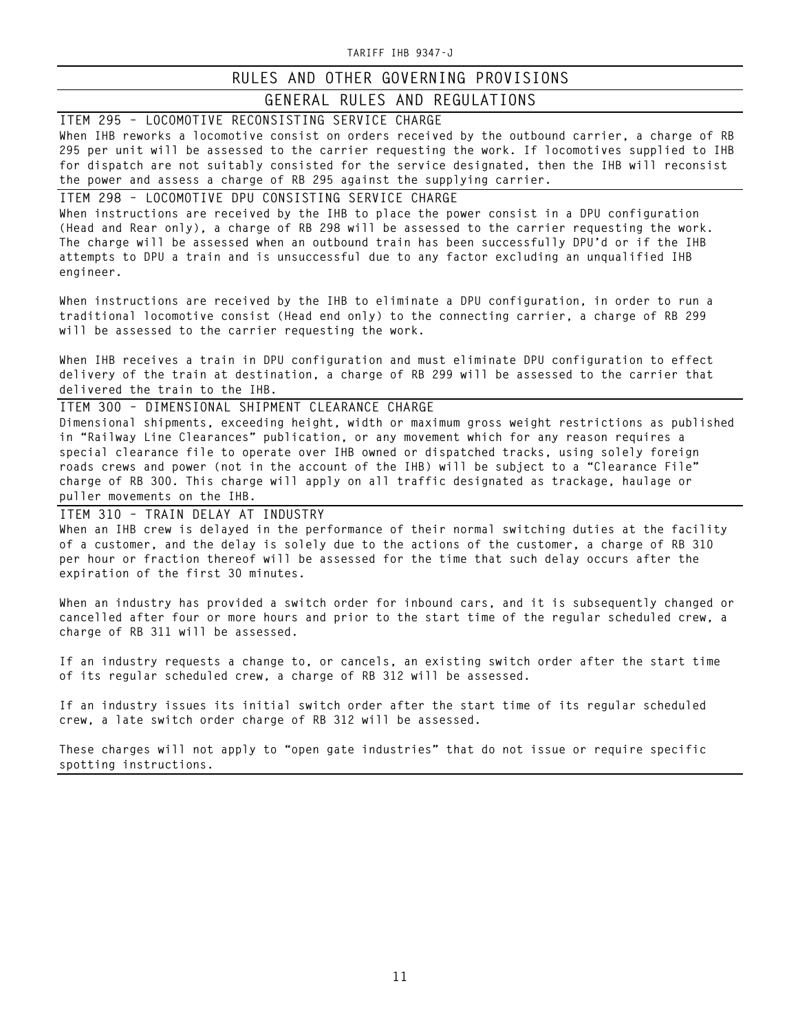# RULES AND OTHER GOVERNING PROVISIONS

## GENERAL RULES AND REGULATIONS

### ITEM 295 – LOCOMOTIVE RECONSISTING SERVICE CHARGE

When IHB reworks a locomotive consist on orders received by the outbound carrier, a charge of RB 295 per unit will be assessed to the carrier requesting the work. If locomotives supplied to IHB for dispatch are not suitably consisted for the service designated, then the IHB will reconsist the power and assess a charge of RB 295 against the supplying carrier.

### ITEM 298 – LOCOMOTIVE DPU CONSISTING SERVICE CHARGE

When instructions are received by the IHB to place the power consist in a DPU configuration (Head and Rear only), a charge of RB 298 will be assessed to the carrier requesting the work. The charge will be assessed when an outbound train has been successfully DPU'd or if the IHB attempts to DPU a train and is unsuccessful due to any factor excluding an unqualified IHB engineer.

When instructions are received by the IHB to eliminate a DPU configuration, in order to run a traditional locomotive consist (Head end only) to the connecting carrier, a charge of RB 299 will be assessed to the carrier requesting the work.

When IHB receives a train in DPU configuration and must eliminate DPU configuration to effect delivery of the train at destination, a charge of RB 299 will be assessed to the carrier that delivered the train to the IHB.

### ITEM 300 – DIMENSIONAL SHIPMENT CLEARANCE CHARGE

Dimensional shipments, exceeding height, width or maximum gross weight restrictions as published in "Railway Line Clearances" publication, or any movement which for any reason requires a special clearance file to operate over IHB owned or dispatched tracks, using solely foreign roads crews and power (not in the account of the IHB) will be subject to a "Clearance File" charge of RB 300. This charge will apply on all traffic designated as trackage, haulage or puller movements on the IHB.

### ITEM 310 – TRAIN DELAY AT INDUSTRY

When an IHB crew is delayed in the performance of their normal switching duties at the facility of a customer, and the delay is solely due to the actions of the customer, a charge of RB 310 per hour or fraction thereof will be assessed for the time that such delay occurs after the expiration of the first 30 minutes.

When an industry has provided a switch order for inbound cars, and it is subsequently changed or cancelled after four or more hours and prior to the start time of the regular scheduled crew, a charge of RB 311 will be assessed.

If an industry requests a change to, or cancels, an existing switch order after the start time of its regular scheduled crew, a charge of RB 312 will be assessed.

If an industry issues its initial switch order after the start time of its regular scheduled crew, a late switch order charge of RB 312 will be assessed.

These charges will not apply to "open gate industries" that do not issue or require specific spotting instructions.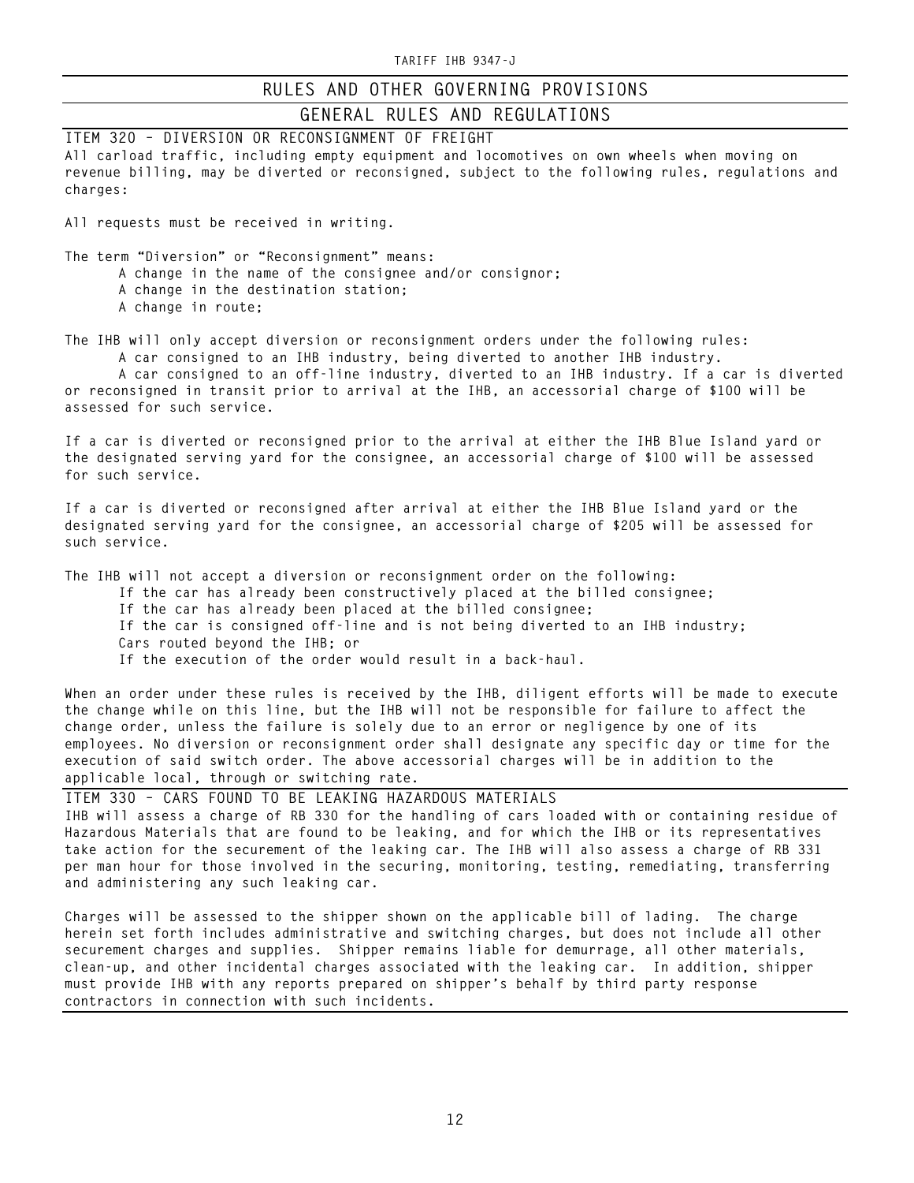# RULES AND OTHER GOVERNING PROVISIONS

## GENERAL RULES AND REGULATIONS

### ITEM 320 – DIVERSION OR RECONSIGNMENT OF FREIGHT

All carload traffic, including empty equipment and locomotives on own wheels when moving on revenue billing, may be diverted or reconsigned, subject to the following rules, regulations and charges:

All requests must be received in writing.

The term "Diversion" or "Reconsignment" means:

- A change in the name of the consignee and/or consignor;
- A change in the destination station;
- A change in route;

The IHB will only accept diversion or reconsignment orders under the following rules:

- A car consigned to an IHB industry, being diverted to another IHB industry.
- A car consigned to an off-line industry, diverted to an IHB industry. If a car is diverted or reconsigned in transit prior to arrival at the IHB, an accessorial charge of $100 will be assessed for such service.

If a car is diverted or reconsigned prior to the arrival at either the IHB Blue Island yard or the designated serving yard for the consignee, an accessorial charge of $100 will be assessed for such service.

If a car is diverted or reconsigned after arrival at either the IHB Blue Island yard or the designated serving yard for the consignee, an accessorial charge of $205 will be assessed for such service.

The IHB will not accept a diversion or reconsignment order on the following:

- If the car has already been constructively placed at the billed consignee;
- If the car has already been placed at the billed consignee;
- If the car is consigned off-line and is not being diverted to an IHB industry;
- Cars routed beyond the IHB; or
- If the execution of the order would result in a back-haul.

When an order under these rules is received by the IHB, diligent efforts will be made to execute the change while on this line, but the IHB will not be responsible for failure to affect the change order, unless the failure is solely due to an error or negligence by one of its employees. No diversion or reconsignment order shall designate any specific day or time for the execution of said switch order. The above accessorial charges will be in addition to the applicable local, through or switching rate.

### ITEM 330 – CARS FOUND TO BE LEAKING HAZARDOUS MATERIALS

IHB will assess a charge of RB 330 for the handling of cars loaded with or containing residue of Hazardous Materials that are found to be leaking, and for which the IHB or its representatives take action for the securement of the leaking car. The IHB will also assess a charge of RB 331 per man hour for those involved in the securing, monitoring, testing, remediating, transferring and administering any such leaking car.

Charges will be assessed to the shipper shown on the applicable bill of lading. The charge herein set forth includes administrative and switching charges, but does not include all other securement charges and supplies. Shipper remains liable for demurrage, all other materials, clean-up, and other incidental charges associated with the leaking car. In addition, shipper must provide IHB with any reports prepared on shipper's behalf by third party response contractors in connection with such incidents.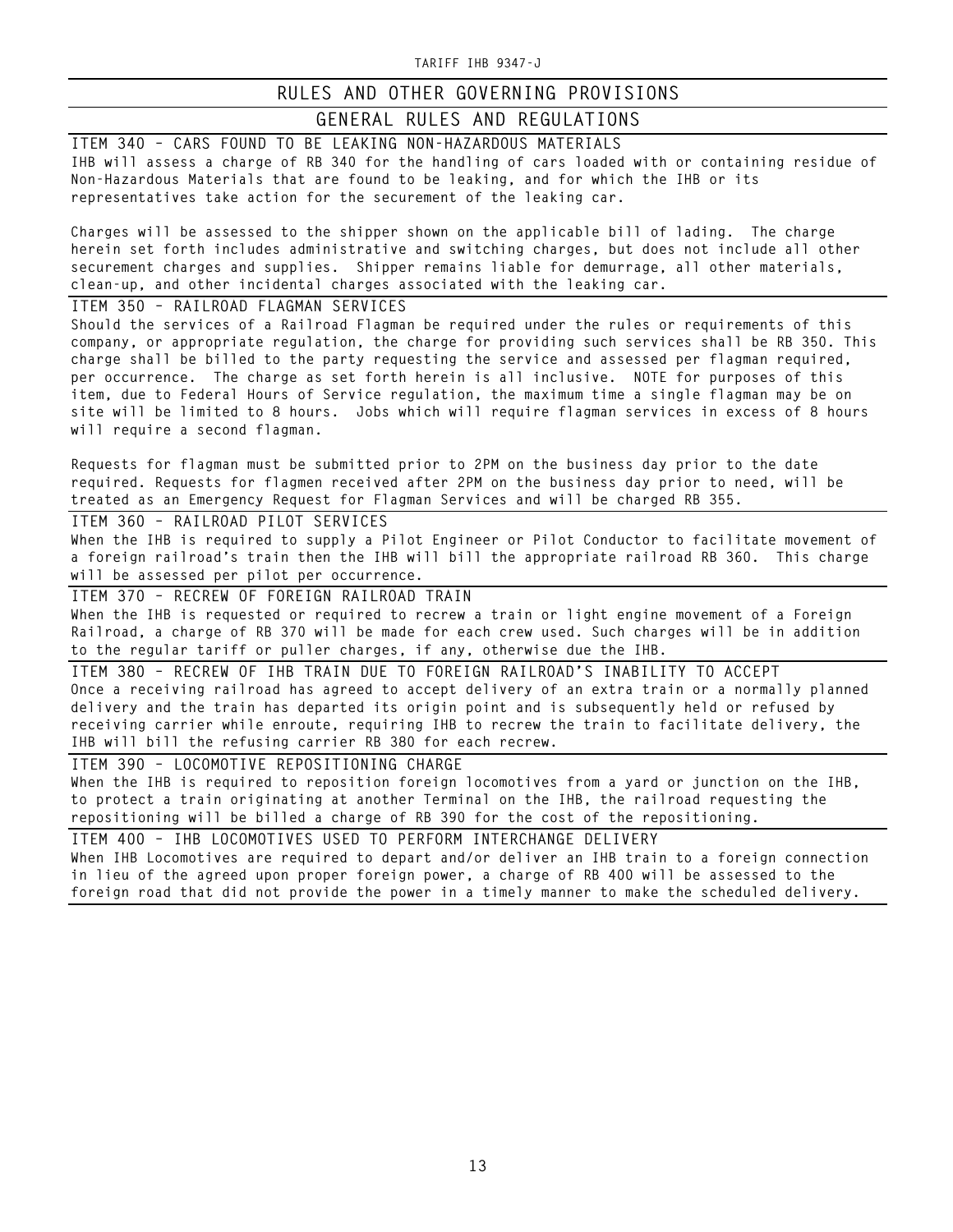## RULES AND OTHER GOVERNING PROVISIONS

## GENERAL RULES AND REGULATIONS

### ITEM 340 – CARS FOUND TO BE LEAKING NON-HAZARDOUS MATERIALS

IHB will assess a charge of RB 340 for the handling of cars loaded with or containing residue of Non-Hazardous Materials that are found to be leaking, and for which the IHB or its representatives take action for the securement of the leaking car.

Charges will be assessed to the shipper shown on the applicable bill of lading. The charge herein set forth includes administrative and switching charges, but does not include all other securement charges and supplies. Shipper remains liable for demurrage, all other materials, clean-up, and other incidental charges associated with the leaking car.

### ITEM 350 – RAILROAD FLAGMAN SERVICES

Should the services of a Railroad Flagman be required under the rules or requirements of this company, or appropriate regulation, the charge for providing such services shall be RB 350. This charge shall be billed to the party requesting the service and assessed per flagman required, per occurrence. The charge as set forth herein is all inclusive. NOTE for purposes of this item, due to Federal Hours of Service regulation, the maximum time a single flagman may be on site will be limited to 8 hours. Jobs which will require flagman services in excess of 8 hours will require a second flagman.

Requests for flagman must be submitted prior to 2PM on the business day prior to the date required. Requests for flagmen received after 2PM on the business day prior to need, will be treated as an Emergency Request for Flagman Services and will be charged RB 355.

### ITEM 360 – RAILROAD PILOT SERVICES

When the IHB is required to supply a Pilot Engineer or Pilot Conductor to facilitate movement of a foreign railroad's train then the IHB will bill the appropriate railroad RB 360. This charge will be assessed per pilot per occurrence.

### ITEM 370 – RECREW OF FOREIGN RAILROAD TRAIN

When the IHB is requested or required to recrew a train or light engine movement of a Foreign Railroad, a charge of RB 370 will be made for each crew used. Such charges will be in addition to the regular tariff or puller charges, if any, otherwise due the IHB.

### ITEM 380 – RECREW OF IHB TRAIN DUE TO FOREIGN RAILROAD'S INABILITY TO ACCEPT

Once a receiving railroad has agreed to accept delivery of an extra train or a normally planned delivery and the train has departed its origin point and is subsequently held or refused by receiving carrier while enroute, requiring IHB to recrew the train to facilitate delivery, the IHB will bill the refusing carrier RB 380 for each recrew.

### ITEM 390 – LOCOMOTIVE REPOSITIONING CHARGE

When the IHB is required to reposition foreign locomotives from a yard or junction on the IHB, to protect a train originating at another Terminal on the IHB, the railroad requesting the repositioning will be billed a charge of RB 390 for the cost of the repositioning.

### ITEM 400 – IHB LOCOMOTIVES USED TO PERFORM INTERCHANGE DELIVERY

When IHB Locomotives are required to depart and/or deliver an IHB train to a foreign connection in lieu of the agreed upon proper foreign power, a charge of RB 400 will be assessed to the foreign road that did not provide the power in a timely manner to make the scheduled delivery.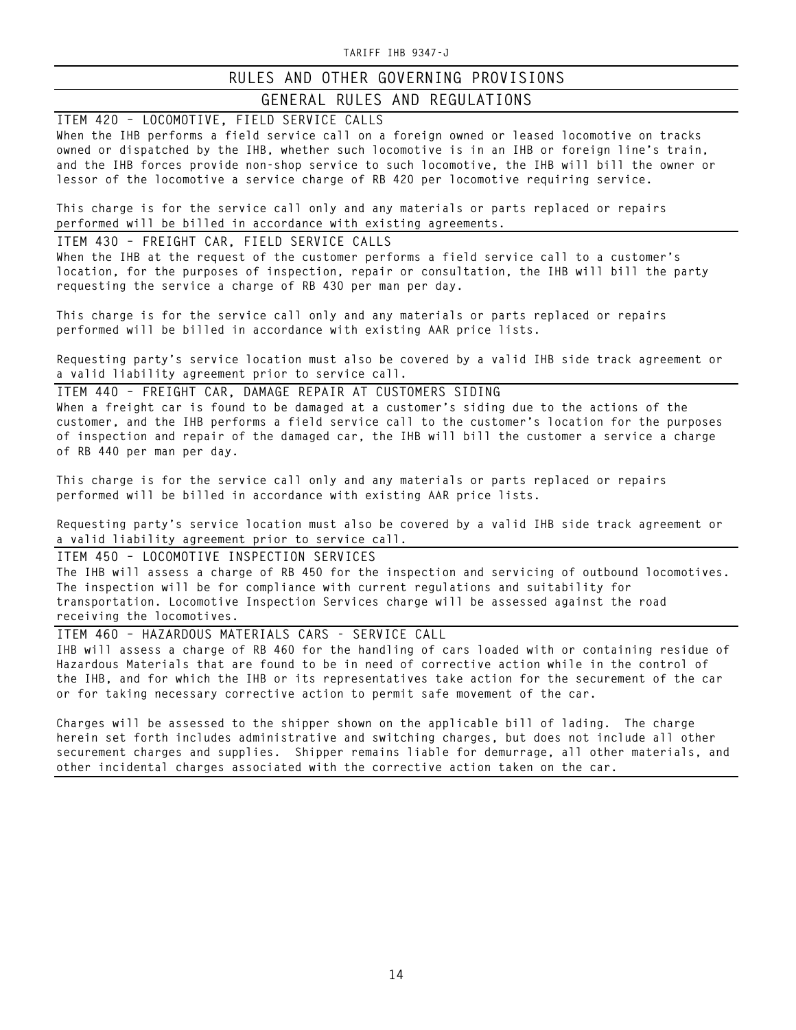# RULES AND OTHER GOVERNING PROVISIONS

## GENERAL RULES AND REGULATIONS

### ITEM 420 – LOCOMOTIVE, FIELD SERVICE CALLS

When the IHB performs a field service call on a foreign owned or leased locomotive on tracks owned or dispatched by the IHB, whether such locomotive is in an IHB or foreign line's train, and the IHB forces provide non-shop service to such locomotive, the IHB will bill the owner or lessor of the locomotive a service charge of RB 420 per locomotive requiring service.

This charge is for the service call only and any materials or parts replaced or repairs performed will be billed in accordance with existing agreements.

### ITEM 430 – FREIGHT CAR, FIELD SERVICE CALLS

When the IHB at the request of the customer performs a field service call to a customer's location, for the purposes of inspection, repair or consultation, the IHB will bill the party requesting the service a charge of RB 430 per man per day.

This charge is for the service call only and any materials or parts replaced or repairs performed will be billed in accordance with existing AAR price lists.

Requesting party's service location must also be covered by a valid IHB side track agreement or a valid liability agreement prior to service call.

### ITEM 440 – FREIGHT CAR, DAMAGE REPAIR AT CUSTOMERS SIDING

When a freight car is found to be damaged at a customer's siding due to the actions of the customer, and the IHB performs a field service call to the customer's location for the purposes of inspection and repair of the damaged car, the IHB will bill the customer a service a charge of RB 440 per man per day.

This charge is for the service call only and any materials or parts replaced or repairs performed will be billed in accordance with existing AAR price lists.

Requesting party's service location must also be covered by a valid IHB side track agreement or a valid liability agreement prior to service call.

### ITEM 450 – LOCOMOTIVE INSPECTION SERVICES

The IHB will assess a charge of RB 450 for the inspection and servicing of outbound locomotives. The inspection will be for compliance with current regulations and suitability for transportation. Locomotive Inspection Services charge will be assessed against the road receiving the locomotives.

### ITEM 460 – HAZARDOUS MATERIALS CARS – SERVICE CALL

IHB will assess a charge of RB 460 for the handling of cars loaded with or containing residue of Hazardous Materials that are found to be in need of corrective action while in the control of the IHB, and for which the IHB or its representatives take action for the securement of the car or for taking necessary corrective action to permit safe movement of the car.

Charges will be assessed to the shipper shown on the applicable bill of lading. The charge herein set forth includes administrative and switching charges, but does not include all other securement charges and supplies. Shipper remains liable for demurrage, all other materials, and other incidental charges associated with the corrective action taken on the car.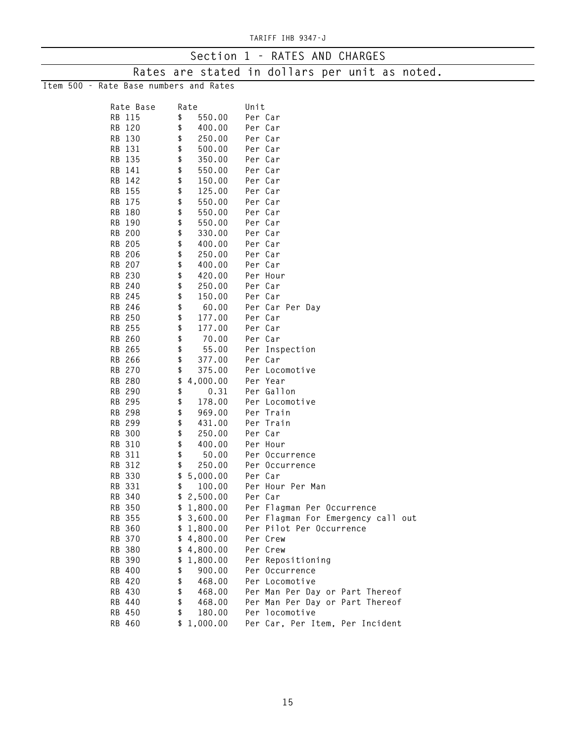## Section 1 – RATES AND CHARGES

### Rates are stated in dollars per unit as noted.

Item 500 – Rate Base numbers and Rates

| Rate Base | Rate | Unit |
|---|---|---|
| RB 115 | $ 550.00 | Per Car |
| RB 120 | $ 400.00 | Per Car |
| RB 130 | $ 250.00 | Per Car |
| RB 131 | $ 500.00 | Per Car |
| RB 135 | $ 350.00 | Per Car |
| RB 141 | $ 550.00 | Per Car |
| RB 142 | $ 150.00 | Per Car |
| RB 155 | $ 125.00 | Per Car |
| RB 175 | $ 550.00 | Per Car |
| RB 180 | $ 550.00 | Per Car |
| RB 190 | $ 550.00 | Per Car |
| RB 200 | $ 330.00 | Per Car |
| RB 205 | $ 400.00 | Per Car |
| RB 206 | $ 250.00 | Per Car |
| RB 207 | $ 400.00 | Per Car |
| RB 230 | $ 420.00 | Per Hour |
| RB 240 | $ 250.00 | Per Car |
| RB 245 | $ 150.00 | Per Car |
| RB 246 | $ 60.00 | Per Car Per Day |
| RB 250 | $ 177.00 | Per Car |
| RB 255 | $ 177.00 | Per Car |
| RB 260 | $ 70.00 | Per Car |
| RB 265 | $ 55.00 | Per Inspection |
| RB 266 | $ 377.00 | Per Car |
| RB 270 | $ 375.00 | Per Locomotive |
| RB 280 | $ 4,000.00 | Per Year |
| RB 290 | $ 0.31 | Per Gallon |
| RB 295 | $ 178.00 | Per Locomotive |
| RB 298 | $ 969.00 | Per Train |
| RB 299 | $ 431.00 | Per Train |
| RB 300 | $ 250.00 | Per Car |
| RB 310 | $ 400.00 | Per Hour |
| RB 311 | $ 50.00 | Per Occurrence |
| RB 312 | $ 250.00 | Per Occurrence |
| RB 330 | $ 5,000.00 | Per Car |
| RB 331 | $ 100.00 | Per Hour Per Man |
| RB 340 | $ 2,500.00 | Per Car |
| RB 350 | $ 1,800.00 | Per Flagman Per Occurrence |
| RB 355 | $ 3,600.00 | Per Flagman For Emergency call out |
| RB 360 | $ 1,800.00 | Per Pilot Per Occurrence |
| RB 370 | $ 4,800.00 | Per Crew |
| RB 380 | $ 4,800.00 | Per Crew |
| RB 390 | $ 1,800.00 | Per Repositioning |
| RB 400 | $ 900.00 | Per Occurrence |
| RB 420 | $ 468.00 | Per Locomotive |
| RB 430 | $ 468.00 | Per Man Per Day or Part Thereof |
| RB 440 | $ 468.00 | Per Man Per Day or Part Thereof |
| RB 450 | $ 180.00 | Per locomotive |
| RB 460 | $ 1,000.00 | Per Car, Per Item, Per Incident |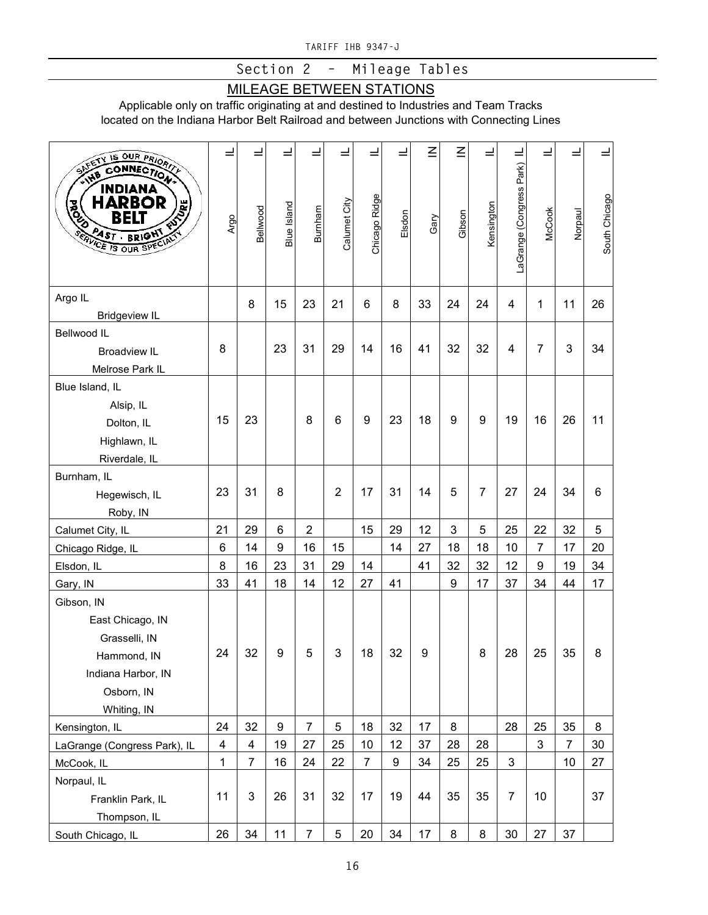TARIFF IHB 9347-J

## Section 2 – Mileage Tables

### MILEAGE BETWEEN STATIONS

Applicable only on traffic originating at and destined to Industries and Team Tracks located on the Indiana Harbor Belt Railroad and between Junctions with Connecting Lines

| | Argo IL | Bellwood IL | Blue Island IL | Burnham IL | Calumet City IL | Chicago Ridge IL | Elsdon IL | Gary IN | Gibson IN | Kensington IL | LaGrange (Congress Park) IL | McCook IL | Norpaul IL | South Chicago IL |
|---|---|---|---|---|---|---|---|---|---|---|---|---|---|---|
| Argo IL<br>Bridgeview IL | | 8 | 15 | 23 | 21 | 6 | 8 | 33 | 24 | 24 | 4 | 1 | 11 | 26 |
| Bellwood IL<br>Broadview IL<br>Melrose Park IL | 8 | | 23 | 31 | 29 | 14 | 16 | 41 | 32 | 32 | 4 | 7 | 3 | 34 |
| Blue Island, IL<br>Alsip, IL<br>Dolton, IL<br>Highlawn, IL<br>Riverdale, IL | 15 | 23 | | 8 | 6 | 9 | 23 | 18 | 9 | 9 | 19 | 16 | 26 | 11 |
| Burnham, IL<br>Hegewisch, IL<br>Roby, IN | 23 | 31 | 8 | | 2 | 17 | 31 | 14 | 5 | 7 | 27 | 24 | 34 | 6 |
| Calumet City, IL | 21 | 29 | 6 | 2 | | 15 | 29 | 12 | 3 | 5 | 25 | 22 | 32 | 5 |
| Chicago Ridge, IL | 6 | 14 | 9 | 16 | 15 | | 14 | 27 | 18 | 18 | 10 | 7 | 17 | 20 |
| Elsdon, IL | 8 | 16 | 23 | 31 | 29 | 14 | | 41 | 32 | 32 | 12 | 9 | 19 | 34 |
| Gary, IN | 33 | 41 | 18 | 14 | 12 | 27 | 41 | | 9 | 17 | 37 | 34 | 44 | 17 |
| Gibson, IN<br>East Chicago, IN<br>Grasselli, IN<br>Hammond, IN<br>Indiana Harbor, IN<br>Osborn, IN<br>Whiting, IN | 24 | 32 | 9 | 5 | 3 | 18 | 32 | 9 | | 8 | 28 | 25 | 35 | 8 |
| Kensington, IL | 24 | 32 | 9 | 7 | 5 | 18 | 32 | 17 | 8 | | 28 | 25 | 35 | 8 |
| LaGrange (Congress Park), IL | 4 | 4 | 19 | 27 | 25 | 10 | 12 | 37 | 28 | 28 | | 3 | 7 | 30 |
| McCook, IL | 1 | 7 | 16 | 24 | 22 | 7 | 9 | 34 | 25 | 25 | 3 | | 10 | 27 |
| Norpaul, IL<br>Franklin Park, IL<br>Thompson, IL | 11 | 3 | 26 | 31 | 32 | 17 | 19 | 44 | 35 | 35 | 7 | 10 | | 37 |
| South Chicago, IL | 26 | 34 | 11 | 7 | 5 | 20 | 34 | 17 | 8 | 8 | 30 | 27 | 37 | |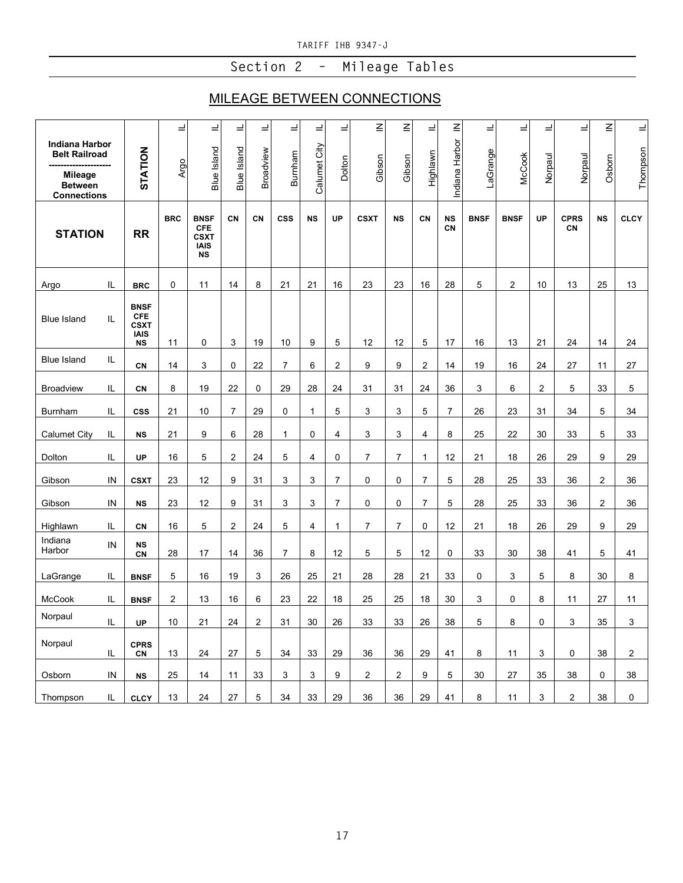## Section 2 – Mileage Tables

### MILEAGE BETWEEN CONNECTIONS

| Indiana Harbor Belt Railroad --- Mileage Between Connections | | STATION | Argo IL | Blue Island IL | Blue Island IL | Broadview IL | Burnham IL | Calumet City IL | Dolton IL | Gibson IN | Gibson IN | Highlawn IL | Indiana Harbor IN | LaGrange IL | McCook IL | Norpaul IL | Norpaul IL | Osborn IN | Thompson IL |
|---|---|---|---|---|---|---|---|---|---|---|---|---|---|---|---|---|---|---|---|
| **STATION** | | **RR** | **BRC** | **BNSF CFE CSXT IAIS NS** | **CN** | **CN** | **CSS** | **NS** | **UP** | **CSXT** | **NS** | **CN** | **NS CN** | **BNSF** | **BNSF** | **UP** | **CPRS CN** | **NS** | **CLCY** |
| Argo | IL | **BRC** | 0 | 11 | 14 | 8 | 21 | 21 | 16 | 23 | 23 | 16 | 28 | 5 | 2 | 10 | 13 | 25 | 13 |
| Blue Island | IL | **BNSF CFE CSXT IAIS NS** | 11 | 0 | 3 | 19 | 10 | 9 | 5 | 12 | 12 | 5 | 17 | 16 | 13 | 21 | 24 | 14 | 24 |
| Blue Island | IL | **CN** | 14 | 3 | 0 | 22 | 7 | 6 | 2 | 9 | 9 | 2 | 14 | 19 | 16 | 24 | 27 | 11 | 27 |
| Broadview | IL | **CN** | 8 | 19 | 22 | 0 | 29 | 28 | 24 | 31 | 31 | 24 | 36 | 3 | 6 | 2 | 5 | 33 | 5 |
| Burnham | IL | **CSS** | 21 | 10 | 7 | 29 | 0 | 1 | 5 | 3 | 3 | 5 | 7 | 26 | 23 | 31 | 34 | 5 | 34 |
| Calumet City | IL | **NS** | 21 | 9 | 6 | 28 | 1 | 0 | 4 | 3 | 3 | 4 | 8 | 25 | 22 | 30 | 33 | 5 | 33 |
| Dolton | IL | **UP** | 16 | 5 | 2 | 24 | 5 | 4 | 0 | 7 | 7 | 1 | 12 | 21 | 18 | 26 | 29 | 9 | 29 |
| Gibson | IN | **CSXT** | 23 | 12 | 9 | 31 | 3 | 3 | 7 | 0 | 0 | 7 | 5 | 28 | 25 | 33 | 36 | 2 | 36 |
| Gibson | IN | **NS** | 23 | 12 | 9 | 31 | 3 | 3 | 7 | 0 | 0 | 7 | 5 | 28 | 25 | 33 | 36 | 2 | 36 |
| Highlawn | IL | **CN** | 16 | 5 | 2 | 24 | 5 | 4 | 1 | 7 | 7 | 0 | 12 | 21 | 18 | 26 | 29 | 9 | 29 |
| Indiana Harbor | IN | **NS CN** | 28 | 17 | 14 | 36 | 7 | 8 | 12 | 5 | 5 | 12 | 0 | 33 | 30 | 38 | 41 | 5 | 41 |
| LaGrange | IL | **BNSF** | 5 | 16 | 19 | 3 | 26 | 25 | 21 | 28 | 28 | 21 | 33 | 0 | 3 | 5 | 8 | 30 | 8 |
| McCook | IL | **BNSF** | 2 | 13 | 16 | 6 | 23 | 22 | 18 | 25 | 25 | 18 | 30 | 3 | 0 | 8 | 11 | 27 | 11 |
| Norpaul | IL | **UP** | 10 | 21 | 24 | 2 | 31 | 30 | 26 | 33 | 33 | 26 | 38 | 5 | 8 | 0 | 3 | 35 | 3 |
| Norpaul | IL | **CPRS CN** | 13 | 24 | 27 | 5 | 34 | 33 | 29 | 36 | 36 | 29 | 41 | 8 | 11 | 3 | 0 | 38 | 2 |
| Osborn | IN | **NS** | 25 | 14 | 11 | 33 | 3 | 3 | 9 | 2 | 2 | 9 | 5 | 30 | 27 | 35 | 38 | 0 | 38 |
| Thompson | IL | **CLCY** | 13 | 24 | 27 | 5 | 34 | 33 | 29 | 36 | 36 | 29 | 41 | 8 | 11 | 3 | 2 | 38 | 0 |